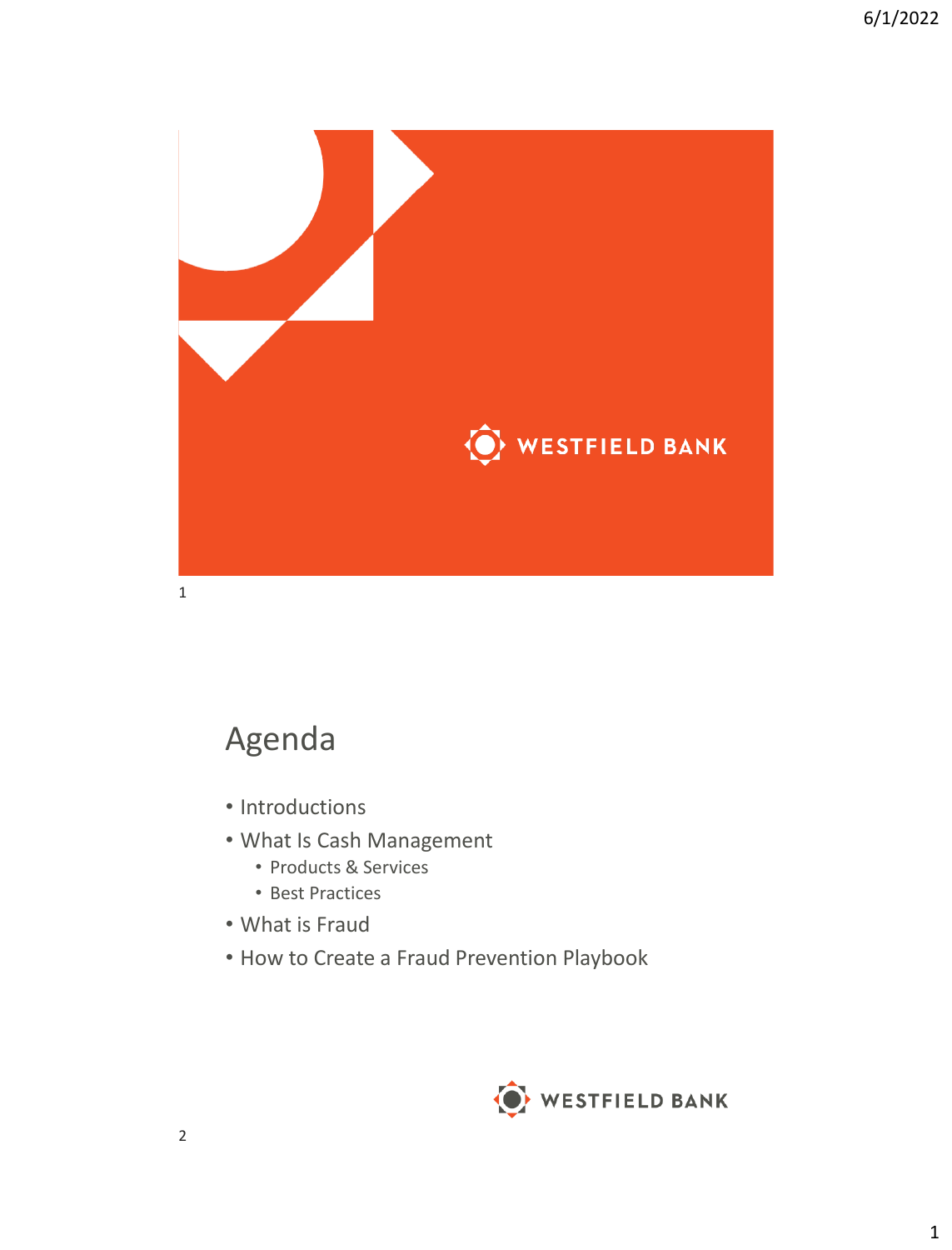WESTFIELD BANK

## Agenda

- Introductions
- What Is Cash Management
  - Products & Services
  - Best Practices
- What is Fraud
- How to Create a Fraud Prevention Playbook

WESTFIELD BANK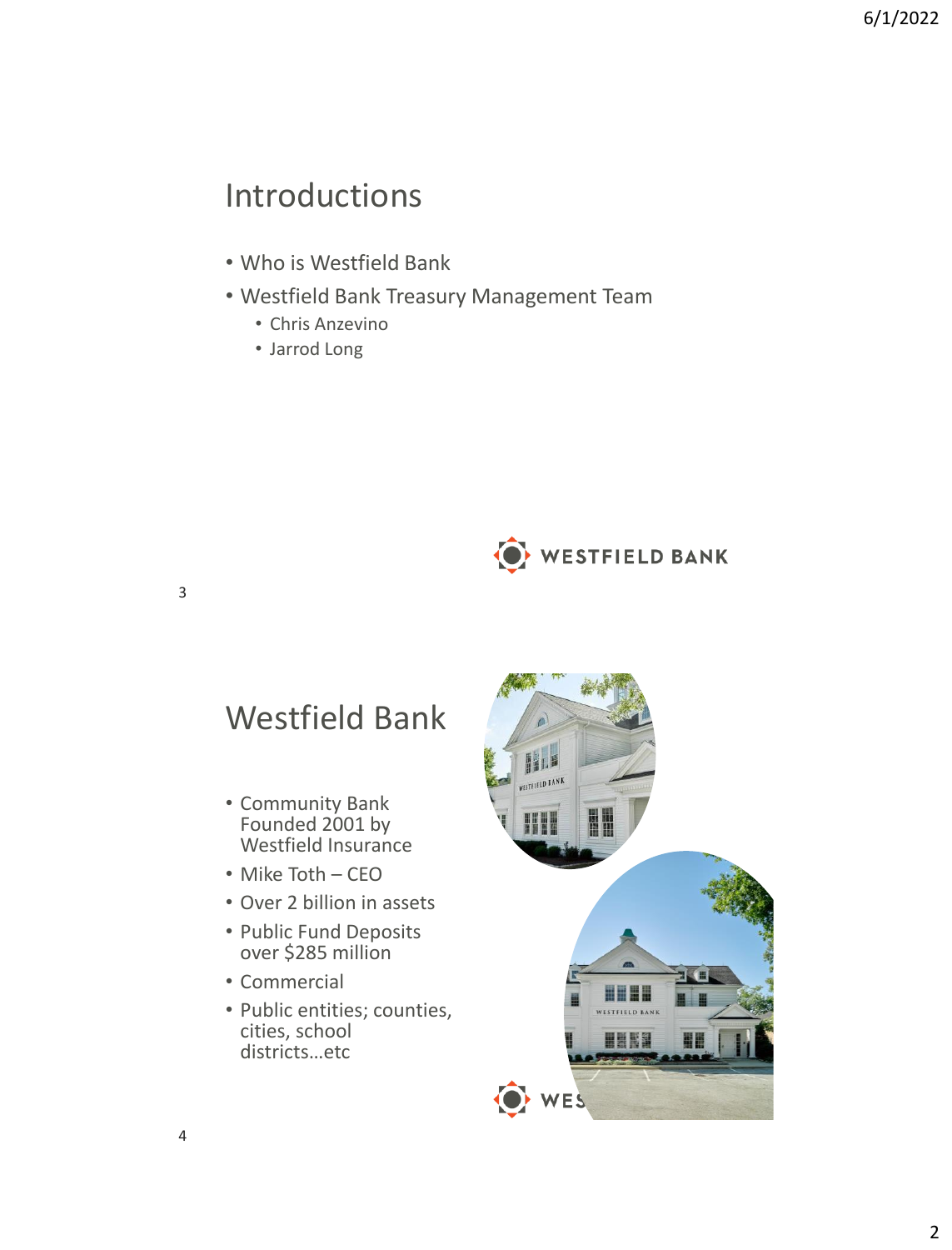## Introductions

- Who is Westfield Bank
- Westfield Bank Treasury Management Team
  - Chris Anzevino
  - Jarrod Long

## Westfield Bank

- Community Bank Founded 2001 by Westfield Insurance
- Mike Toth – CEO
- Over 2 billion in assets
- Public Fund Deposits over $285 million
- Commercial
- Public entities; counties, cities, school districts…etc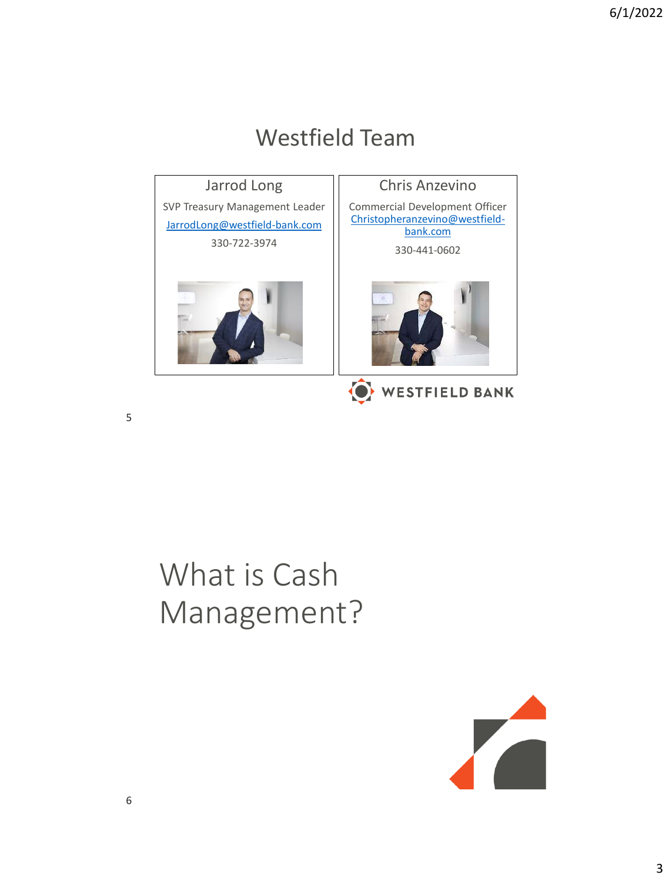## Westfield Team

| Jarrod Long | Chris Anzevino |
| --- | --- |
| SVP Treasury Management Leader | Commercial Development Officer |
| JarrodLong@westfield-bank.com | Christopheranzevino@westfield-bank.com |
| 330-722-3974 | 330-441-0602 |

WESTFIELD BANK

## What is Cash Management?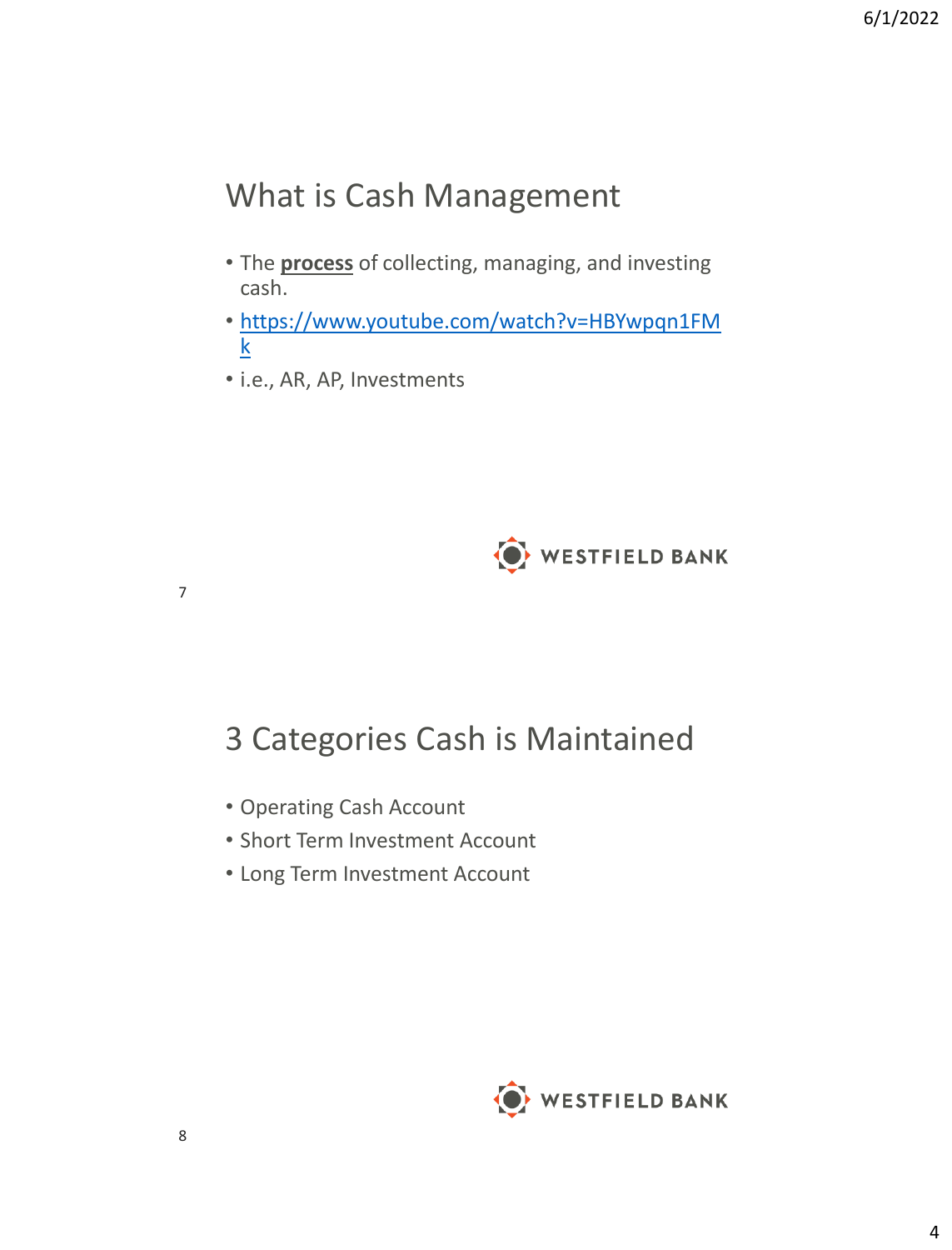## What is Cash Management

- The **process** of collecting, managing, and investing cash.
- https://www.youtube.com/watch?v=HBYwpqn1FMk
- i.e., AR, AP, Investments

WESTFIELD BANK

## 3 Categories Cash is Maintained

- Operating Cash Account
- Short Term Investment Account
- Long Term Investment Account

WESTFIELD BANK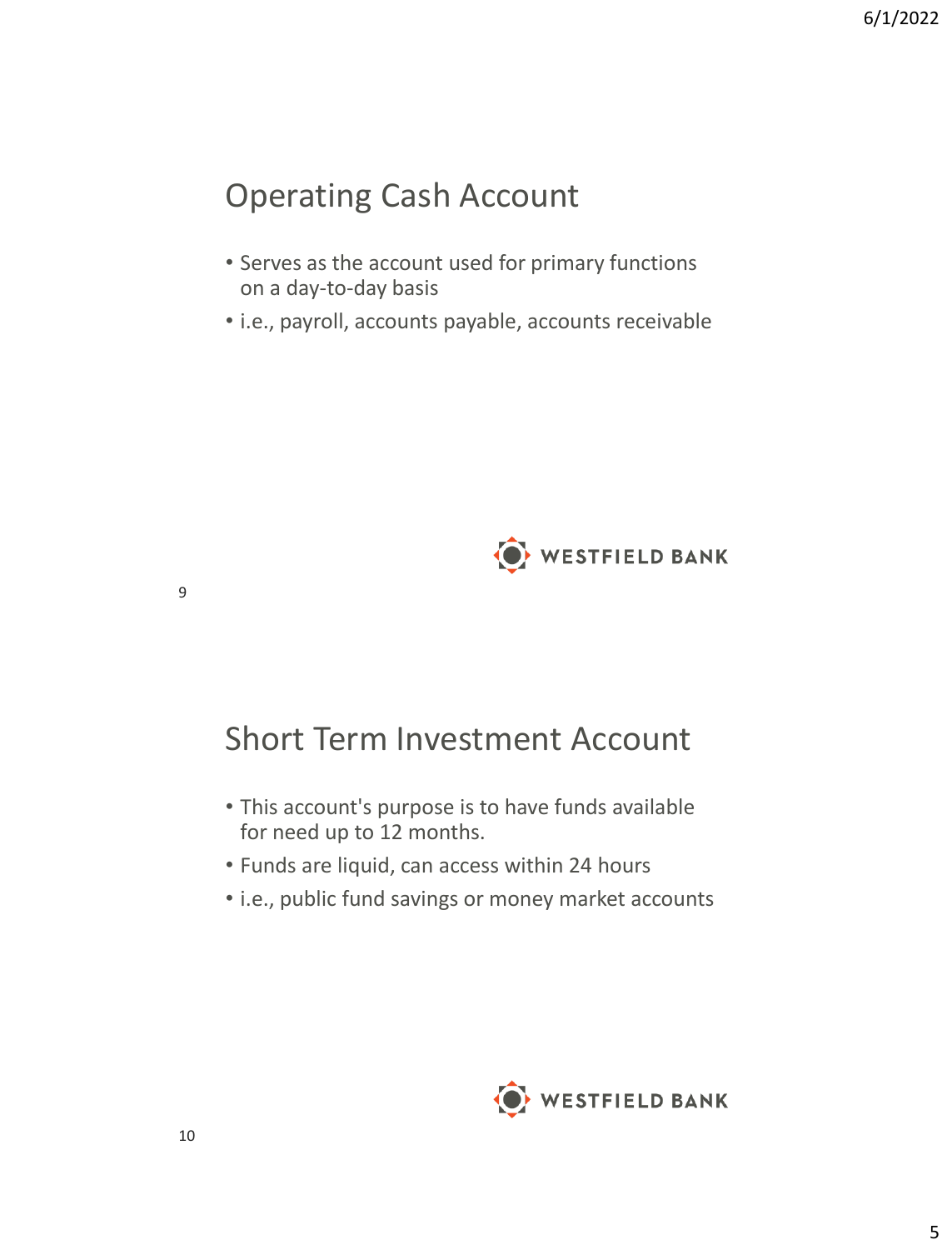## Operating Cash Account

- Serves as the account used for primary functions on a day-to-day basis
- i.e., payroll, accounts payable, accounts receivable

WESTFIELD BANK

## Short Term Investment Account

- This account's purpose is to have funds available for need up to 12 months.
- Funds are liquid, can access within 24 hours
- i.e., public fund savings or money market accounts

WESTFIELD BANK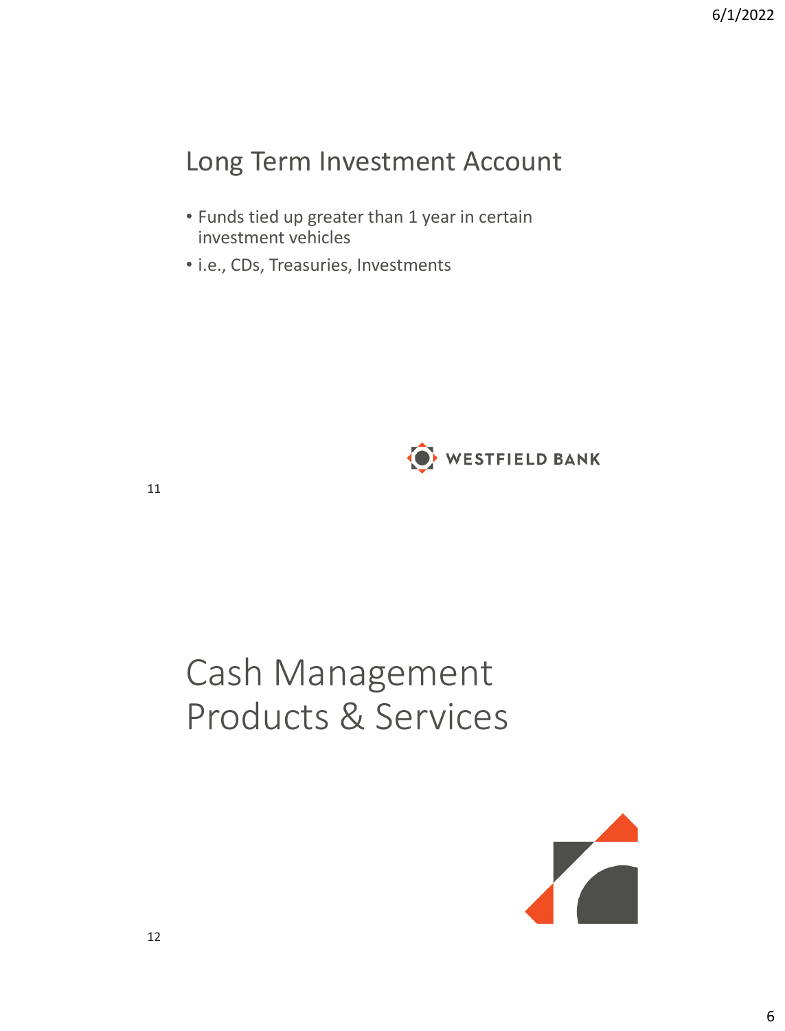## Long Term Investment Account

- Funds tied up greater than 1 year in certain investment vehicles
- i.e., CDs, Treasuries, Investments

WESTFIELD BANK

# Cash Management Products & Services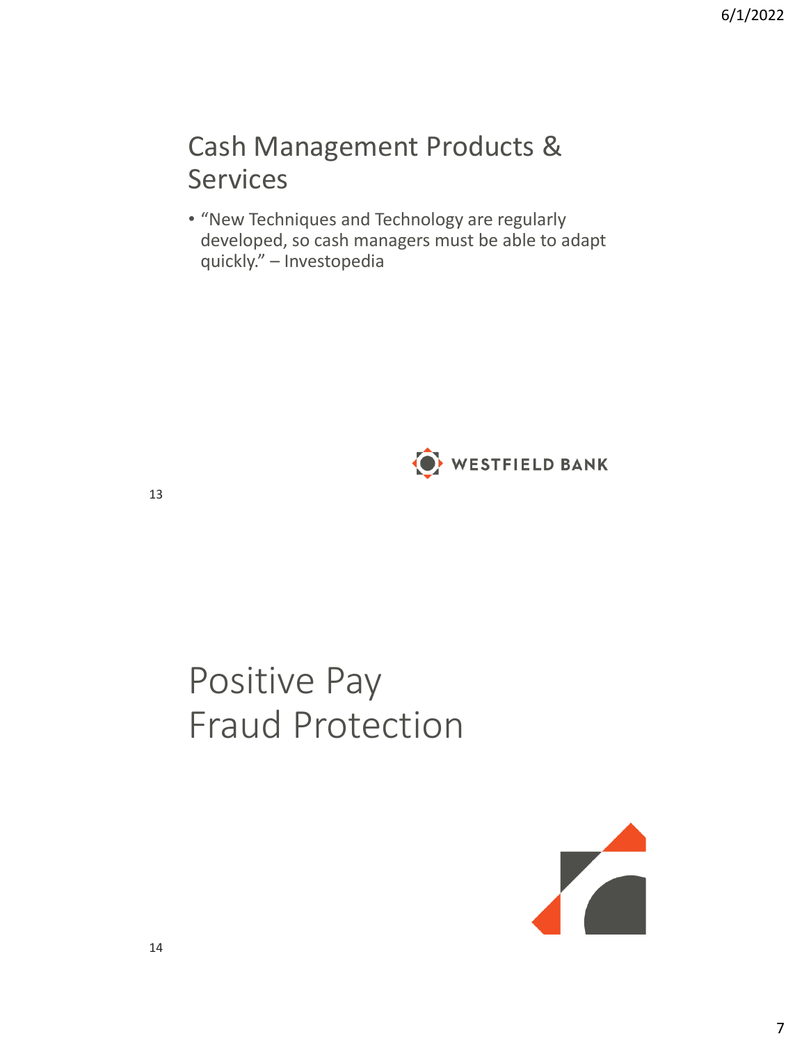## Cash Management Products & Services

- "New Techniques and Technology are regularly developed, so cash managers must be able to adapt quickly." – Investopedia

WESTFIELD BANK

# Positive Pay Fraud Protection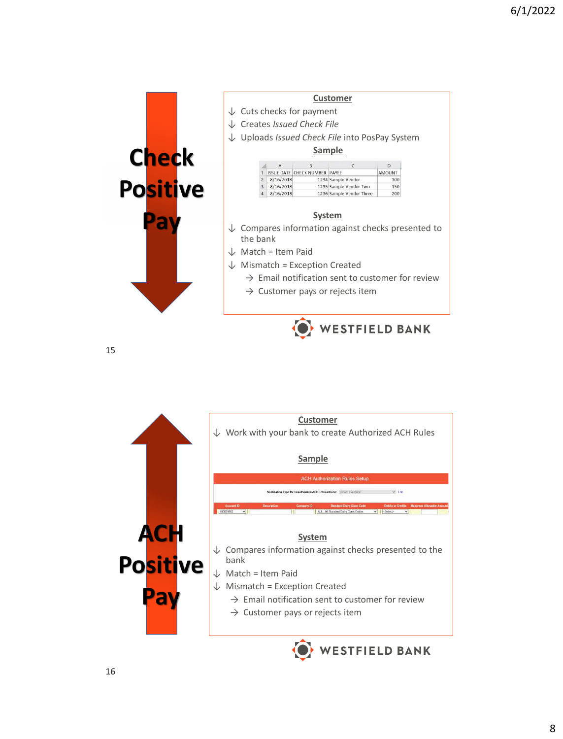# Check Positive Pay

**Customer**

- Cuts checks for payment
- Creates *Issued Check File*
- Uploads *Issued Check File* into PosPay System

**Sample**

| | A | B | C | D |
|---|---|---|---|---|
| 1 | ISSUE DATE | CHECK NUMBER | PAYEE | AMOUNT |
| 2 | 8/16/2018 | 1234 | Sample Vendor | 100 |
| 3 | 8/16/2018 | 1235 | Sample Vendor Two | 150 |
| 4 | 8/16/2018 | 1236 | Sample Vendor Three | 200 |

**System**

- Compares information against checks presented to the bank
- Match = Item Paid
- Mismatch = Exception Created
  - Email notification sent to customer for review
  - Customer pays or rejects item

WESTFIELD BANK

# ACH Positive Pay

**Customer**

- Work with your bank to create Authorized ACH Rules

**Sample**

ACH Authorization Rules Setup

Notification Type for Unauthorized ACH Transactions: Create Exception | Edit

| Account ID | Description | Company ID | Standard Entry Class Code | Debits or Credits | Maximum Allowable Amount |
|---|---|---|---|---|---|
| 100029902 | | | ALL - All Standard Entry Class Codes | <Select> | |

**System**

- Compares information against checks presented to the bank
- Match = Item Paid
- Mismatch = Exception Created
  - Email notification sent to customer for review
  - Customer pays or rejects item

WESTFIELD BANK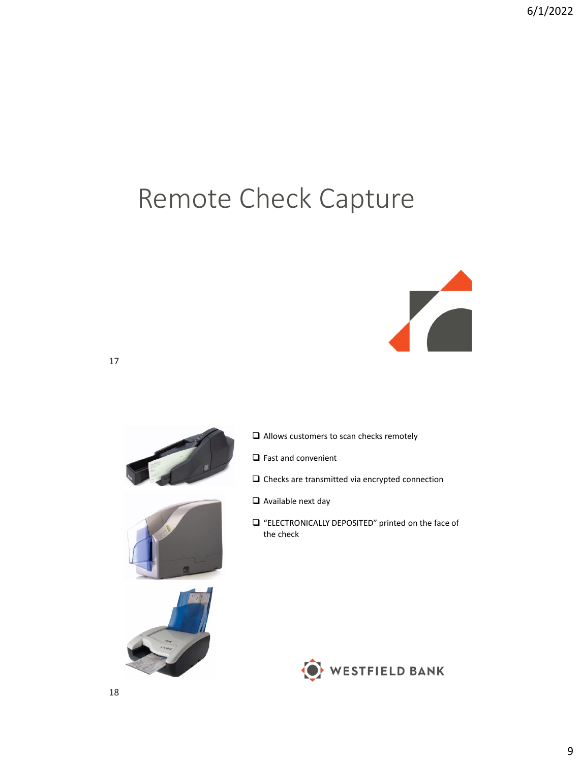# Remote Check Capture

- Allows customers to scan checks remotely
- Fast and convenient
- Checks are transmitted via encrypted connection
- Available next day
- "ELECTRONICALLY DEPOSITED" printed on the face of the check

WESTFIELD BANK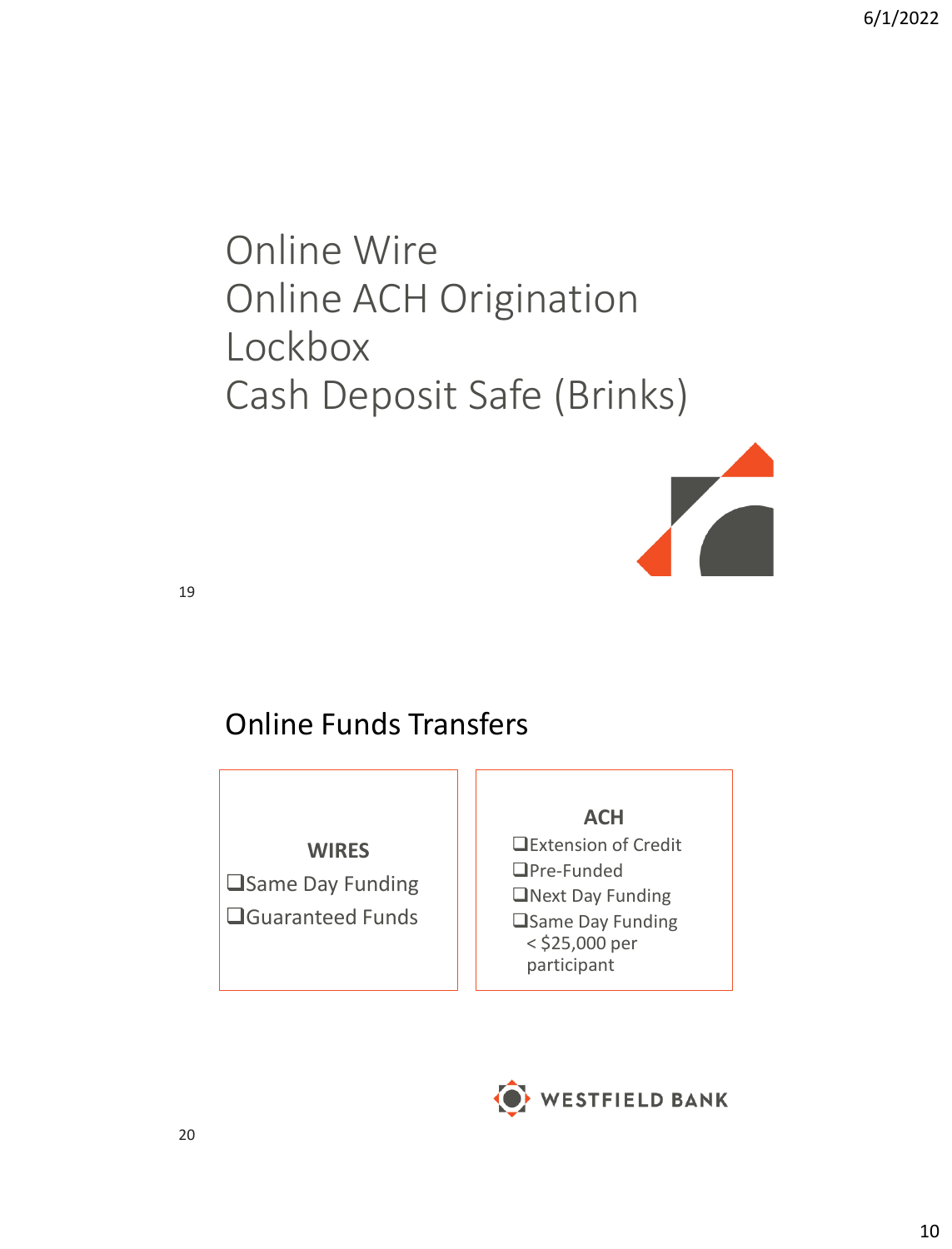# Online Wire
# Online ACH Origination
# Lockbox
# Cash Deposit Safe (Brinks)

## Online Funds Transfers

**WIRES**

- ❑Same Day Funding
- ❑Guaranteed Funds

**ACH**

- ❑Extension of Credit
- ❑Pre-Funded
- ❑Next Day Funding
- ❑Same Day Funding < $25,000 per participant

WESTFIELD BANK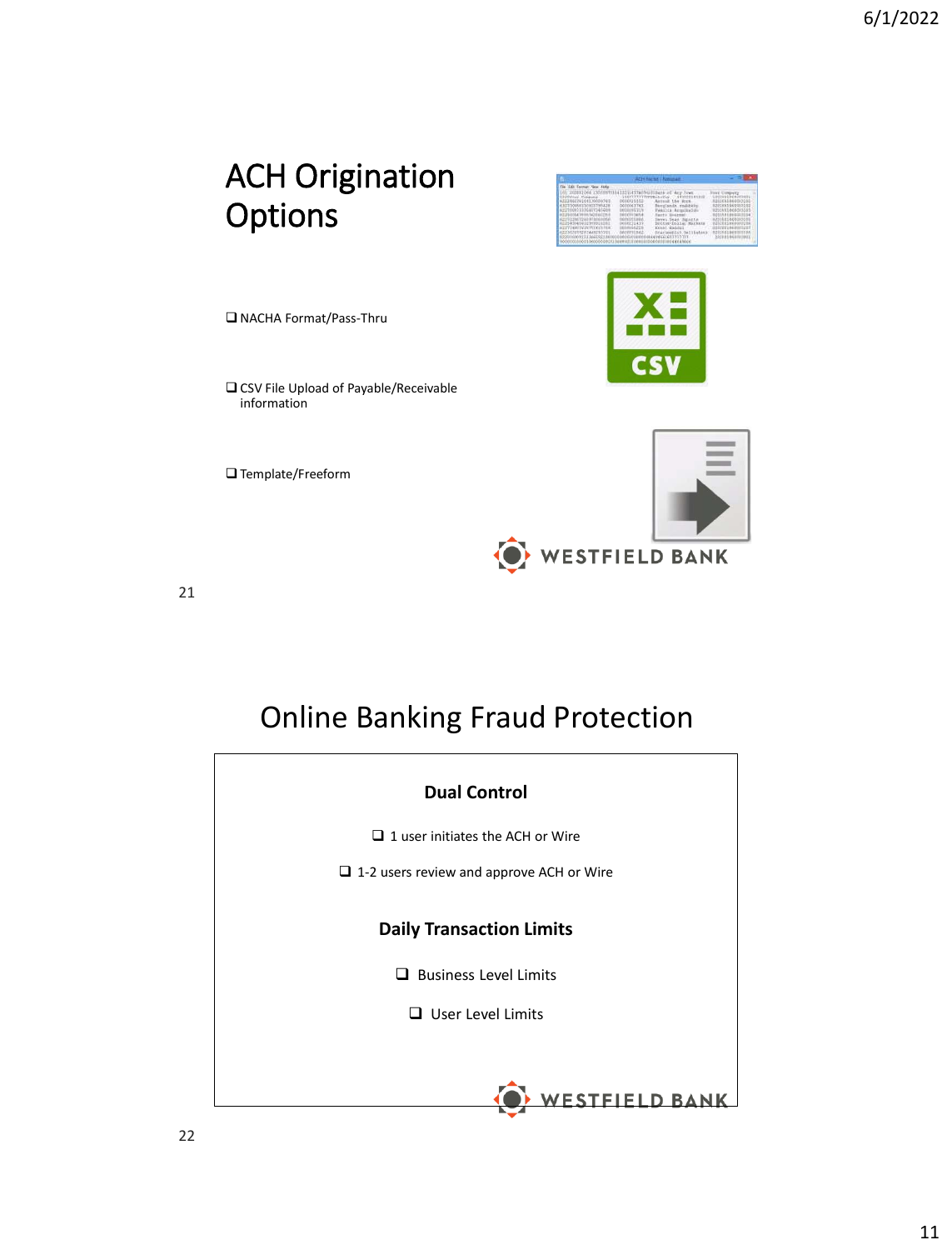# ACH Origination Options

- NACHA Format/Pass-Thru
- CSV File Upload of Payable/Receivable information
- Template/Freeform

WESTFIELD BANK

# Online Banking Fraud Protection

## Dual Control

- 1 user initiates the ACH or Wire
- 1-2 users review and approve ACH or Wire

## Daily Transaction Limits

- Business Level Limits
- User Level Limits

WESTFIELD BANK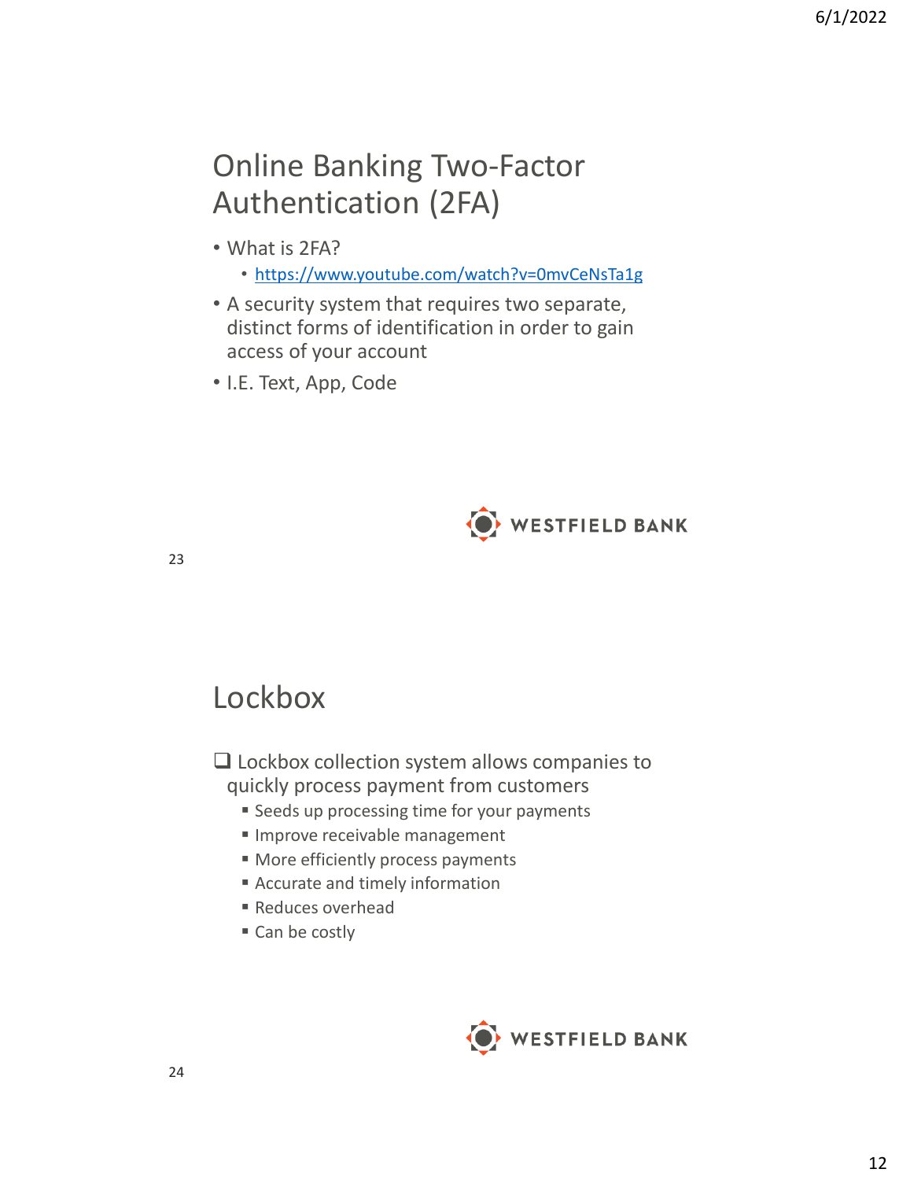## Online Banking Two-Factor Authentication (2FA)

- What is 2FA?
  - https://www.youtube.com/watch?v=0mvCeNsTa1g
- A security system that requires two separate, distinct forms of identification in order to gain access of your account
- I.E. Text, App, Code

WESTFIELD BANK

## Lockbox

- ❑ Lockbox collection system allows companies to quickly process payment from customers
  - Seeds up processing time for your payments
  - Improve receivable management
  - More efficiently process payments
  - Accurate and timely information
  - Reduces overhead
  - Can be costly

WESTFIELD BANK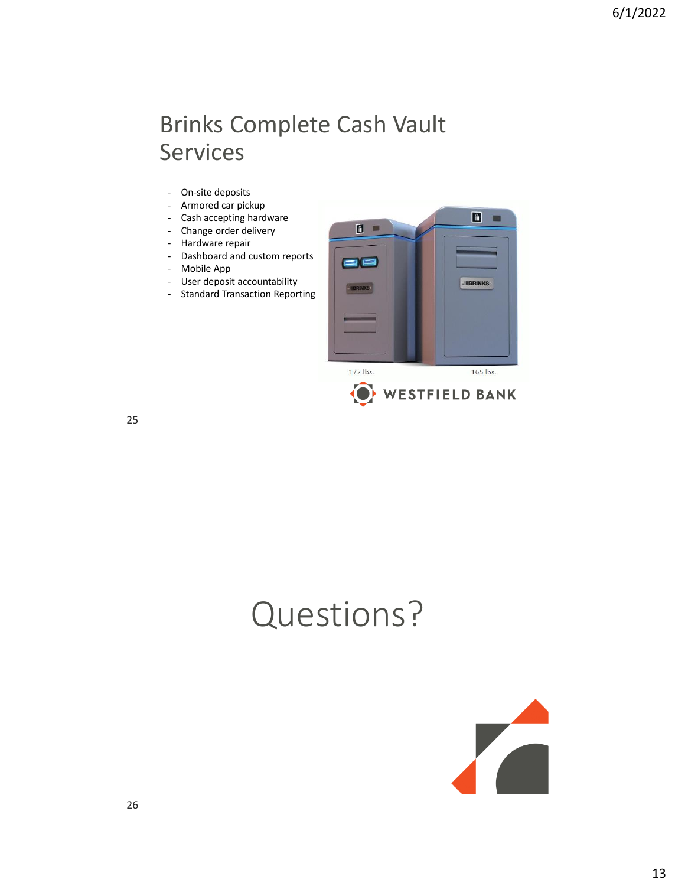## Brinks Complete Cash Vault Services

- On-site deposits
- Armored car pickup
- Cash accepting hardware
- Change order delivery
- Hardware repair
- Dashboard and custom reports
- Mobile App
- User deposit accountability
- Standard Transaction Reporting

172 lbs.

165 lbs.

WESTFIELD BANK

---

# Questions?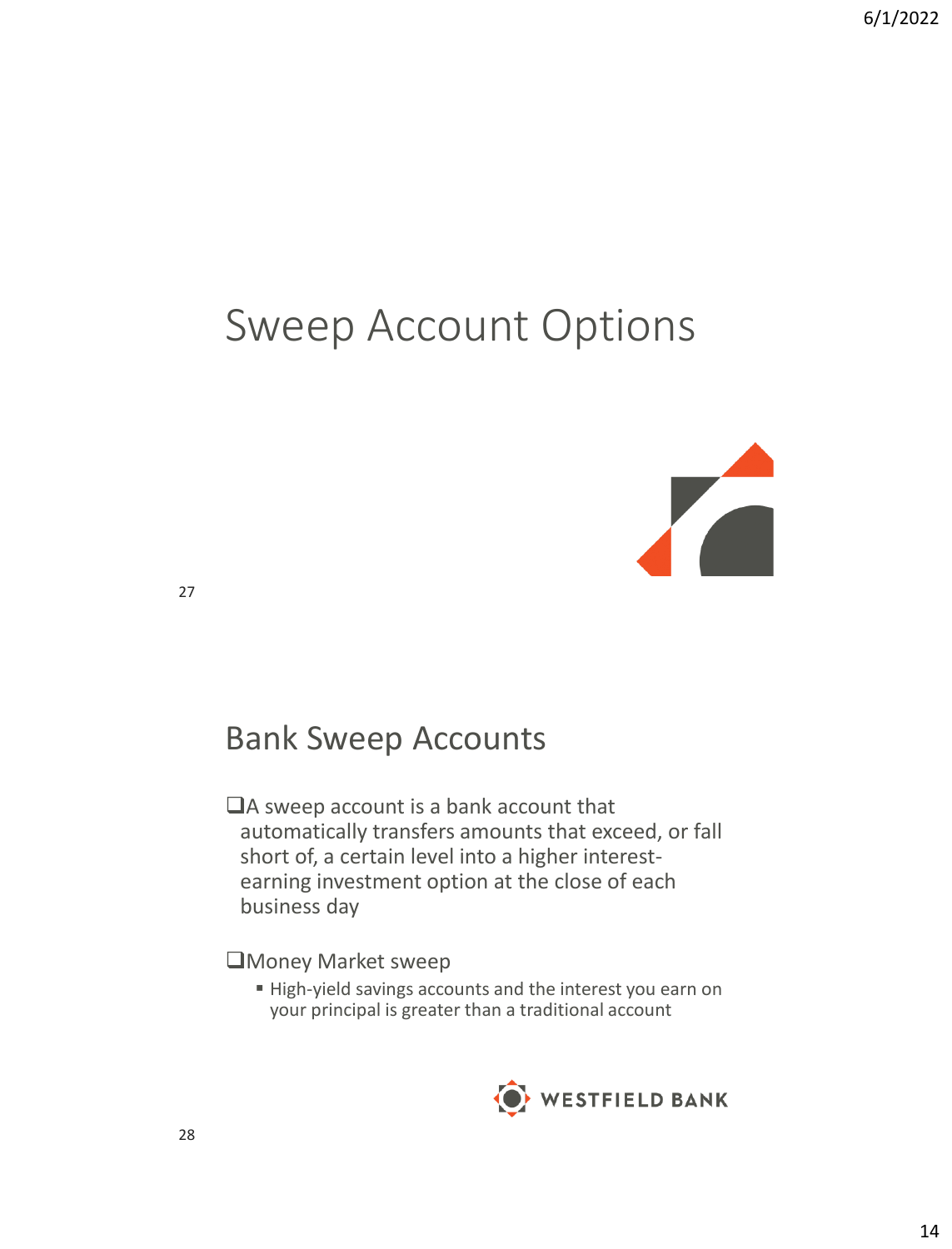# Sweep Account Options

## Bank Sweep Accounts

- A sweep account is a bank account that automatically transfers amounts that exceed, or fall short of, a certain level into a higher interest-earning investment option at the close of each business day
- Money Market sweep
  - High-yield savings accounts and the interest you earn on your principal is greater than a traditional account

WESTFIELD BANK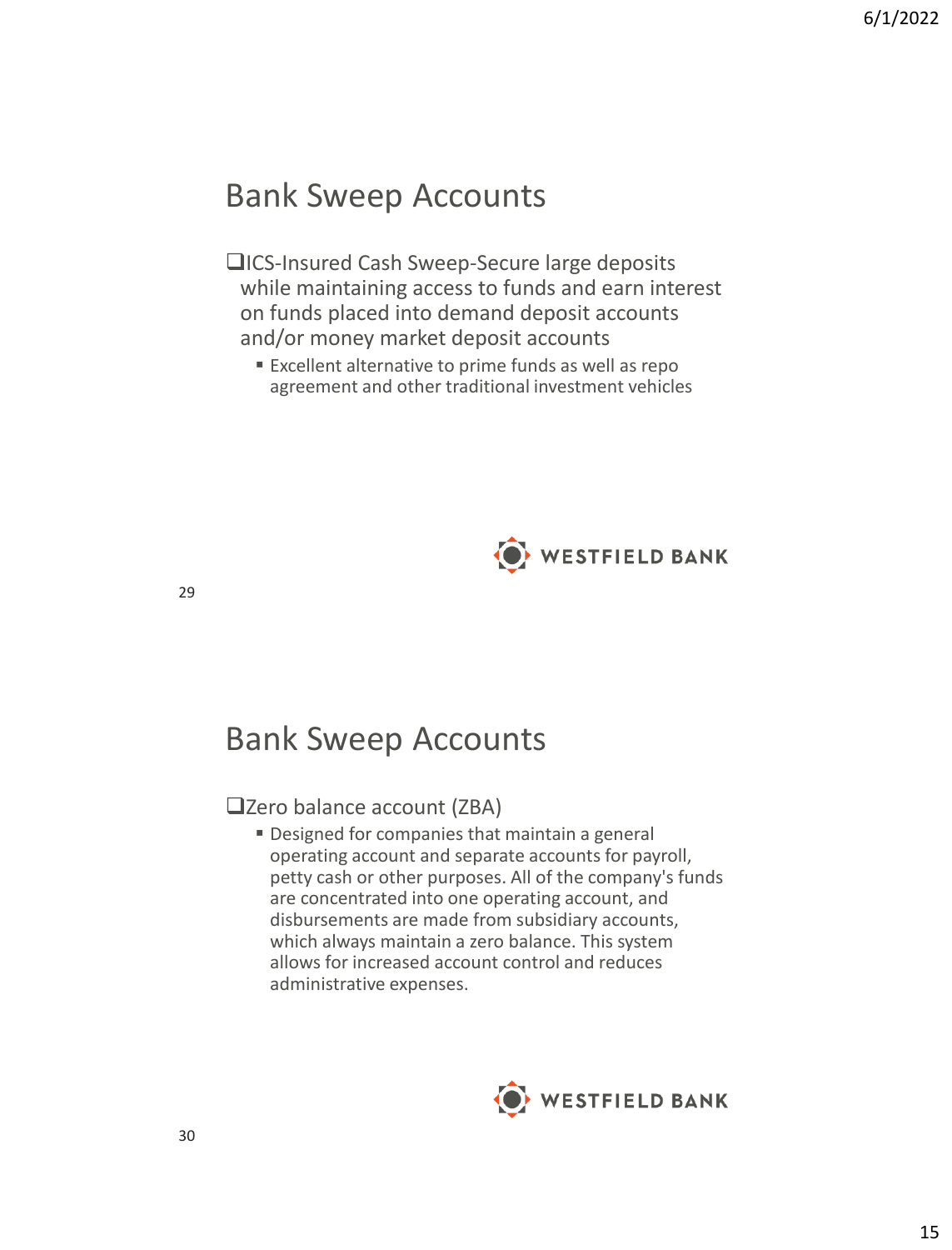## Bank Sweep Accounts

- ICS-Insured Cash Sweep-Secure large deposits while maintaining access to funds and earn interest on funds placed into demand deposit accounts and/or money market deposit accounts
  - Excellent alternative to prime funds as well as repo agreement and other traditional investment vehicles

WESTFIELD BANK

## Bank Sweep Accounts

- Zero balance account (ZBA)
  - Designed for companies that maintain a general operating account and separate accounts for payroll, petty cash or other purposes. All of the company's funds are concentrated into one operating account, and disbursements are made from subsidiary accounts, which always maintain a zero balance. This system allows for increased account control and reduces administrative expenses.

WESTFIELD BANK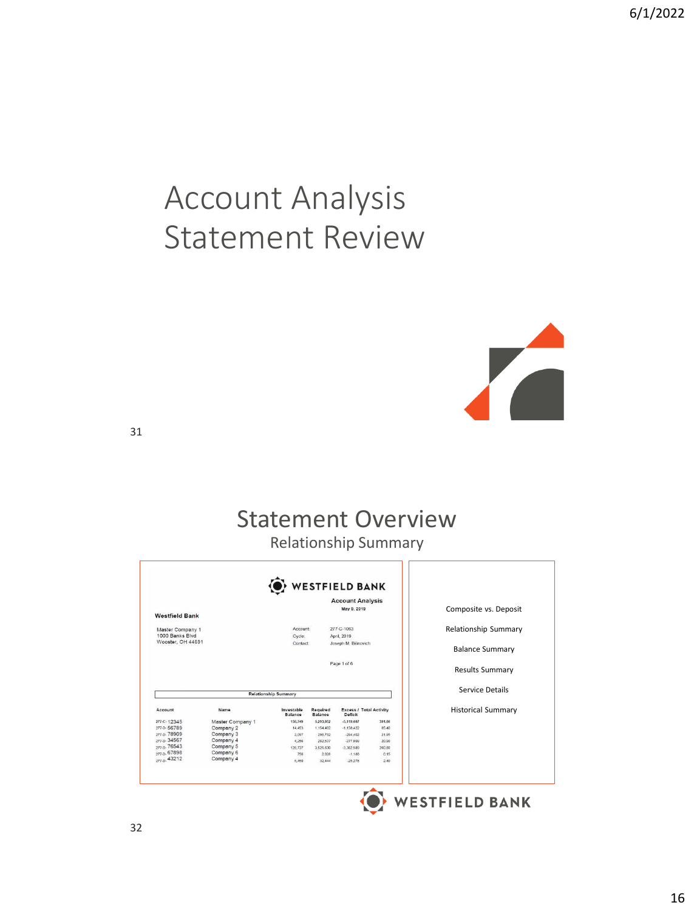# Account Analysis Statement Review

## Statement Overview

### Relationship Summary

**WESTFIELD BANK**

**Account Analysis**
May 9, 2019

**Westfield Bank**

Master Company 1
1000 Banks Blvd
Wooster, OH 44691

Account: 277-C-1063
Cycle: April, 2019
Contact: Joseph M. Bilinovich

Page 1 of 6

**Relationship Summary**

| Account | Name | Investable Balance | Required Balance | Excess / Deficit | Total Activity |
|---|---|---|---|---|---|
| 277-C- 12345 | Master Company 1 | 150,749 | 5,293,902 | -5,119,687 | 391.00 |
| 277-0- 56789 | Company 2 | 14,453 | 1,154,882 | -1,139,422 | 85.40 |
| 277-0- 78909 | Company 3 | 2,097 | 296,732 | -294,492 | 21.95 |
| 277-0- 34567 | Company 4 | 4,256 | 282,537 | -277,899 | 20.90 |
| 277-0- 76543 | Company 5 | 120,737 | 3,525,830 | -3,382,589 | 260.80 |
| 277-0- 67898 | Company 6 | 756 | 2,026 | -1,186 | 0.15 |
| 277-0- 43212 | Company 4 | 6,460 | 32,444 | -25,278 | 2.40 |

- Composite vs. Deposit
- Relationship Summary
- Balance Summary
- Results Summary
- Service Details
- Historical Summary

**WESTFIELD BANK**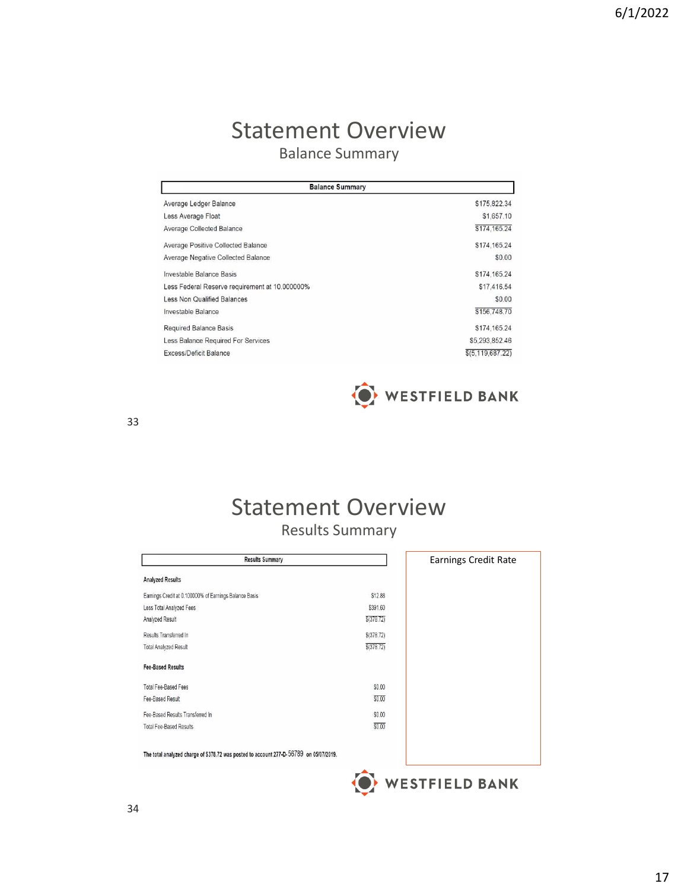# Statement Overview

## Balance Summary

| Balance Summary | |
|---|---|
| Average Ledger Balance | $175,822.34 |
| Less Average Float | $1,657.10 |
| Average Collected Balance | $174,165.24 |
| Average Positive Collected Balance | $174,165.24 |
| Average Negative Collected Balance | $0.00 |
| Investable Balance Basis | $174,165.24 |
| Less Federal Reserve requirement at 10.000000% | $17,416.54 |
| Less Non Qualified Balances | $0.00 |
| Investable Balance | $156,748.70 |
| Required Balance Basis | $174,165.24 |
| Less Balance Required For Services | $5,293,852.46 |
| Excess/Deficit Balance | $(5,119,687.22) |

WESTFIELD BANK

33

# Statement Overview

## Results Summary

| Results Summary | |
|---|---|
| **Analyzed Results** | |
| Earnings Credit at 0.100000% of Earnings Balance Basis | $12.88 |
| Less Total Analyzed Fees | $391.60 |
| Analyzed Result | $(378.72) |
| Results Transferred In | $(378.72) |
| Total Analyzed Result | $(378.72) |
| **Fee-Based Results** | |
| Total Fee-Based Fees | $0.00 |
| Fee-Based Result | $0.00 |
| Fee-Based Results Transferred In | $0.00 |
| Total Fee-Based Results | $0.00 |

**The total analyzed charge of $378.72 was posted to account 277-D-56789 on 05/07/2019.**

Earnings Credit Rate

WESTFIELD BANK

34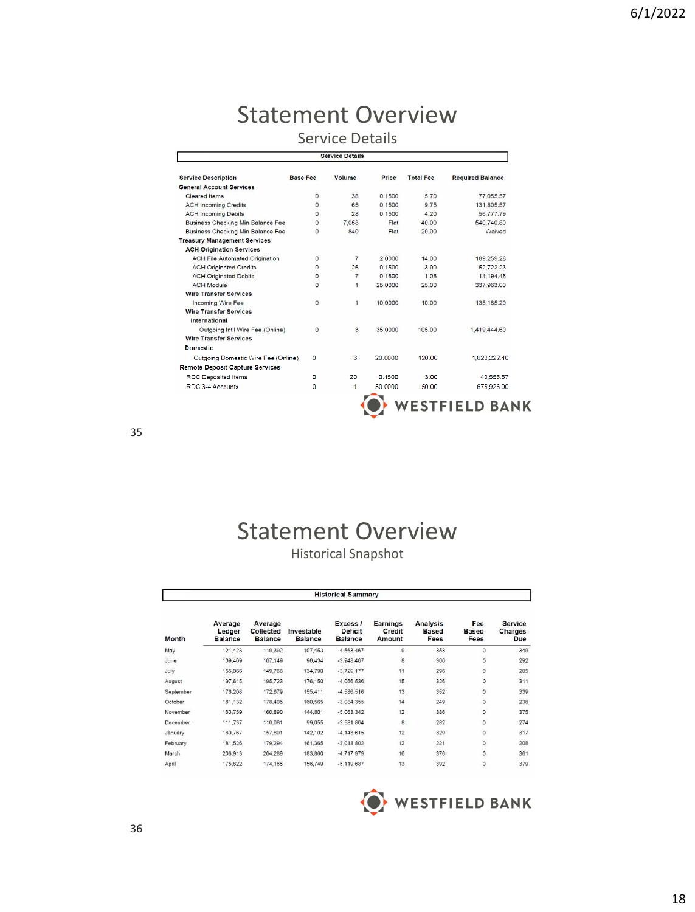# Statement Overview

## Service Details

| Service Details | | | | | |
|---|---|---|---|---|---|
| **Service Description** | **Base Fee** | **Volume** | **Price** | **Total Fee** | **Required Balance** |
| **General Account Services** | | | | | |
| Cleared Items | 0 | 38 | 0.1500 | 5.70 | 77,055.57 |
| ACH Incoming Credits | 0 | 65 | 0.1500 | 9.75 | 131,805.57 |
| ACH Incoming Debits | 0 | 28 | 0.1500 | 4.20 | 56,777.79 |
| Business Checking Min Balance Fee | 0 | 7,058 | Flat | 40.00 | 540,740.80 |
| Business Checking Min Balance Fee | 0 | 840 | Flat | 20.00 | Waived |
| **Treasury Management Services** | | | | | |
| **ACH Origination Services** | | | | | |
| ACH File Automated Origination | 0 | 7 | 2.0000 | 14.00 | 189,259.28 |
| ACH Originated Credits | 0 | 26 | 0.1500 | 3.90 | 52,722.23 |
| ACH Originated Debits | 0 | 7 | 0.1500 | 1.05 | 14,194.45 |
| ACH Module | 0 | 1 | 25.0000 | 25.00 | 337,963.00 |
| **Wire Transfer Services** | | | | | |
| Incoming Wire Fee | 0 | 1 | 10.0000 | 10.00 | 135,185.20 |
| **Wire Transfer Services International** | | | | | |
| Outgoing Int'l Wire Fee (Online) | 0 | 3 | 35.0000 | 105.00 | 1,419,444.60 |
| **Wire Transfer Services Domestic** | | | | | |
| Outgoing Domestic Wire Fee (Online) | 0 | 6 | 20.0000 | 120.00 | 1,622,222.40 |
| **Remote Deposit Capture Services** | | | | | |
| RDC Deposited Items | 0 | 20 | 0.1500 | 3.00 | 40,555.57 |
| RDC 3-4 Accounts | 0 | 1 | 50.0000 | 50.00 | 675,926.00 |

WESTFIELD BANK

# Statement Overview

## Historical Snapshot

| Historical Summary | | | | | | | | |
|---|---|---|---|---|---|---|---|---|
| **Month** | **Average Ledger Balance** | **Average Collected Balance** | **Investable Balance** | **Excess / Deficit Balance** | **Earnings Credit Amount** | **Analysis Based Fees** | **Fee Based Fees** | **Service Charges Due** |
| May | 121,423 | 119,392 | 107,453 | -4,563,467 | 9 | 358 | 0 | 349 |
| June | 109,409 | 107,149 | 96,434 | -3,948,407 | 8 | 300 | 0 | 292 |
| July | 155,066 | 149,766 | 134,790 | -3,729,177 | 11 | 296 | 0 | 285 |
| August | 197,615 | 195,723 | 176,150 | -4,086,536 | 15 | 326 | 0 | 311 |
| September | 176,208 | 172,679 | 155,411 | -4,586,516 | 13 | 352 | 0 | 339 |
| October | 181,132 | 178,405 | 160,565 | -3,084,355 | 14 | 249 | 0 | 236 |
| November | 163,759 | 160,890 | 144,801 | -5,063,342 | 12 | 386 | 0 | 375 |
| December | 111,737 | 110,061 | 99,055 | -3,581,804 | 8 | 282 | 0 | 274 |
| January | 160,767 | 157,891 | 142,102 | -4,143,615 | 12 | 329 | 0 | 317 |
| February | 181,526 | 179,294 | 161,365 | -3,018,802 | 12 | 221 | 0 | 208 |
| March | 206,913 | 204,289 | 183,860 | -4,717,979 | 16 | 376 | 0 | 361 |
| April | 175,822 | 174,165 | 156,749 | -5,119,687 | 13 | 392 | 0 | 379 |

WESTFIELD BANK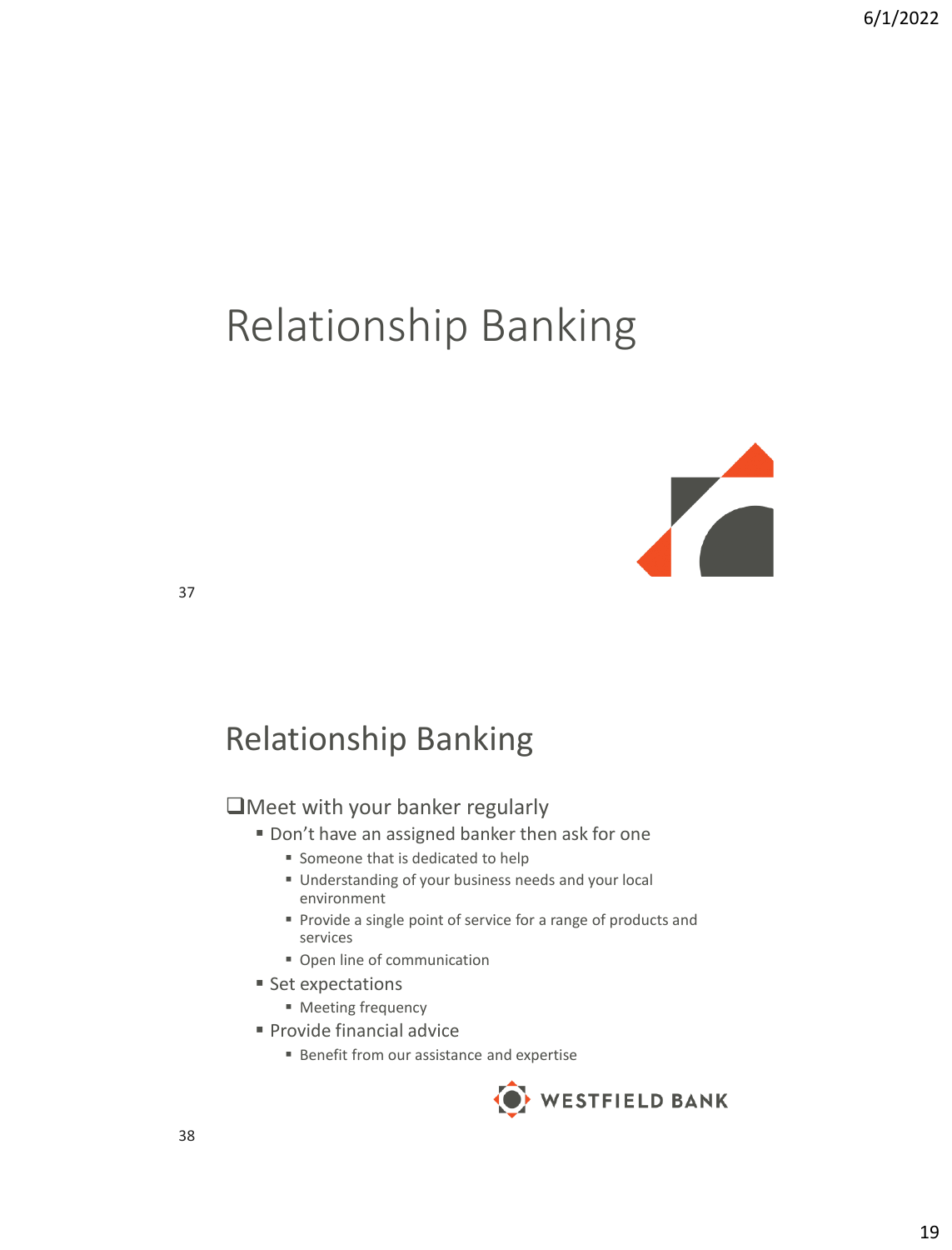# Relationship Banking

## Relationship Banking

- Meet with your banker regularly
  - Don't have an assigned banker then ask for one
    - Someone that is dedicated to help
    - Understanding of your business needs and your local environment
    - Provide a single point of service for a range of products and services
    - Open line of communication
  - Set expectations
    - Meeting frequency
  - Provide financial advice
    - Benefit from our assistance and expertise

WESTFIELD BANK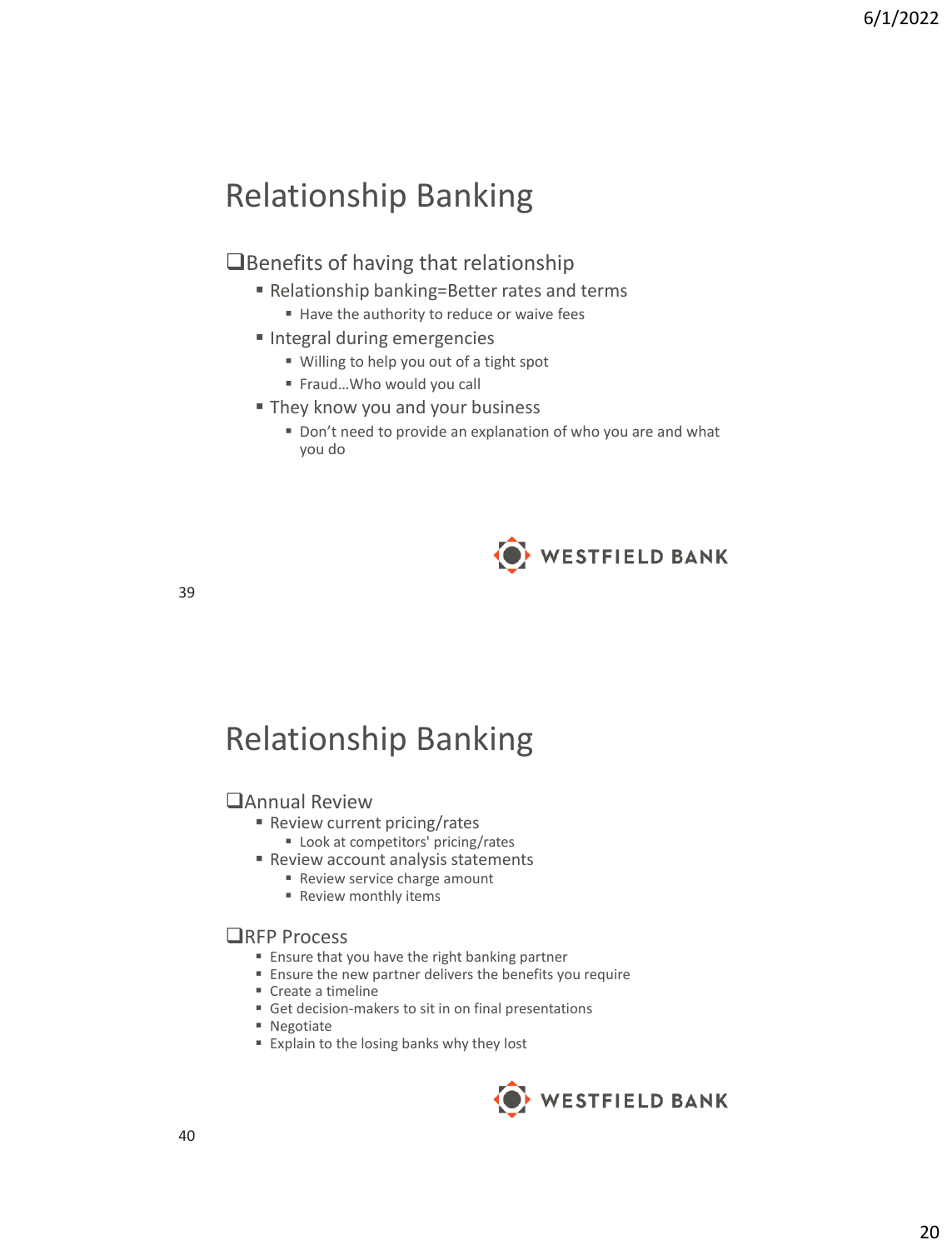## Relationship Banking

- Benefits of having that relationship
  - Relationship banking=Better rates and terms
    - Have the authority to reduce or waive fees
  - Integral during emergencies
    - Willing to help you out of a tight spot
    - Fraud…Who would you call
  - They know you and your business
    - Don't need to provide an explanation of who you are and what you do

WESTFIELD BANK

## Relationship Banking

- Annual Review
  - Review current pricing/rates
    - Look at competitors' pricing/rates
  - Review account analysis statements
    - Review service charge amount
    - Review monthly items
- RFP Process
  - Ensure that you have the right banking partner
  - Ensure the new partner delivers the benefits you require
  - Create a timeline
  - Get decision-makers to sit in on final presentations
  - Negotiate
  - Explain to the losing banks why they lost

WESTFIELD BANK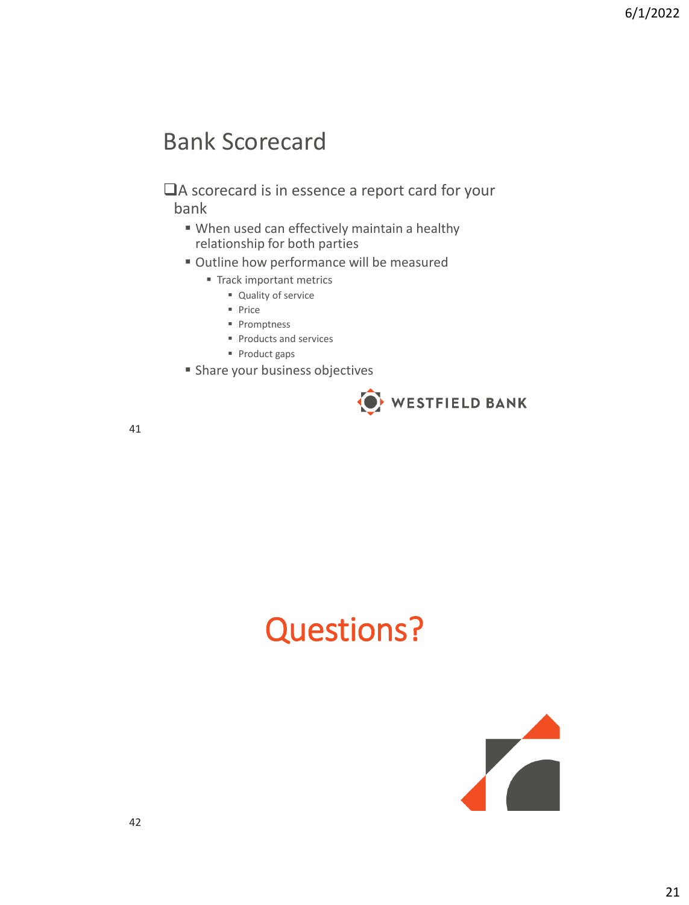## Bank Scorecard

- A scorecard is in essence a report card for your bank
  - When used can effectively maintain a healthy relationship for both parties
  - Outline how performance will be measured
    - Track important metrics
      - Quality of service
      - Price
      - Promptness
      - Products and services
      - Product gaps
  - Share your business objectives

WESTFIELD BANK

## Questions?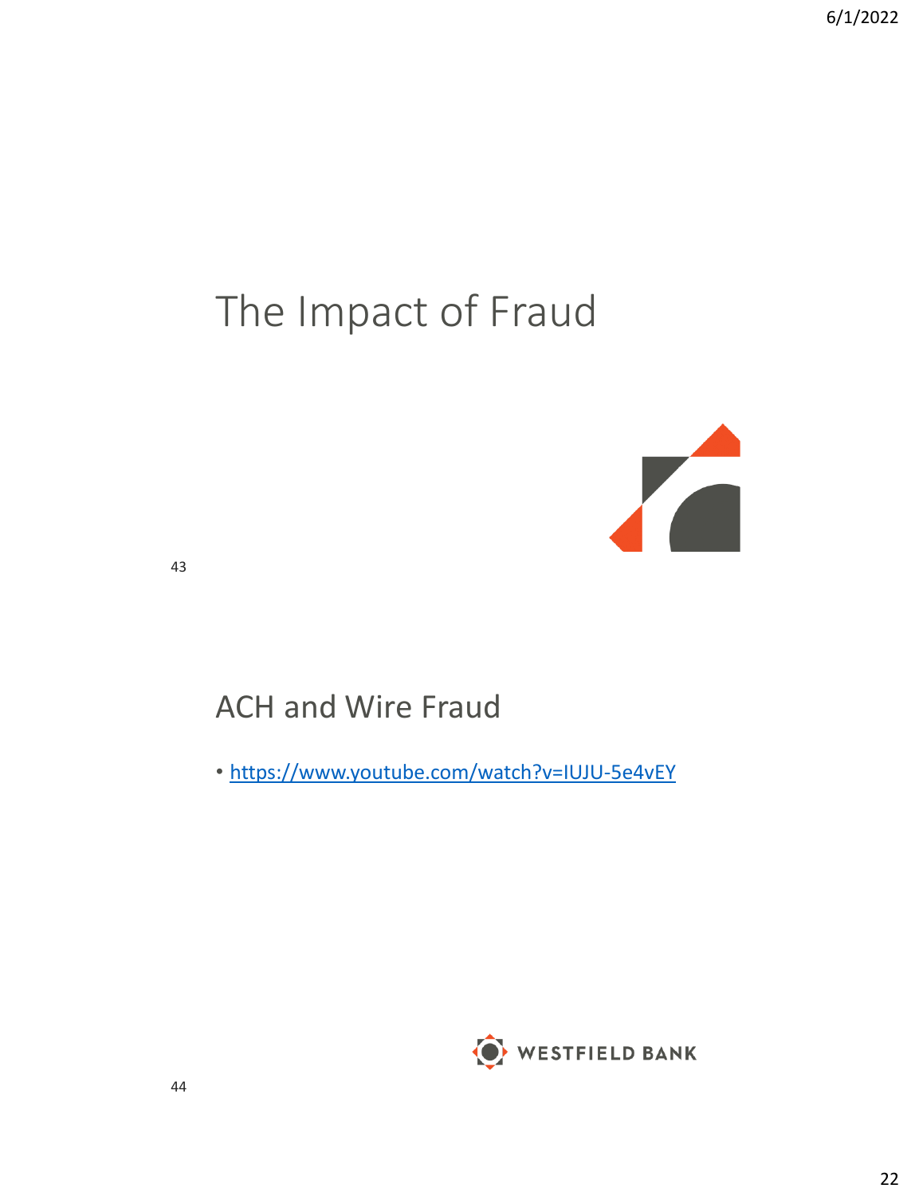# The Impact of Fraud

## ACH and Wire Fraud

- https://www.youtube.com/watch?v=IUJU-5e4vEY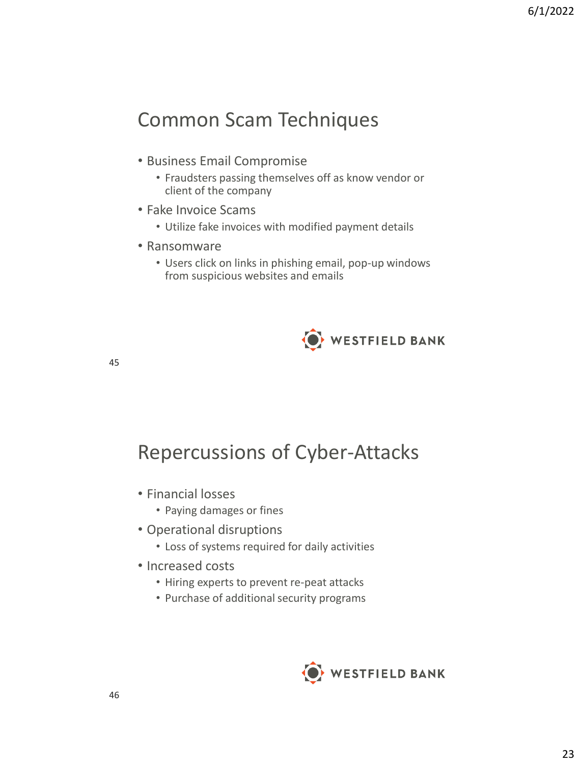## Common Scam Techniques

- Business Email Compromise
  - Fraudsters passing themselves off as know vendor or client of the company
- Fake Invoice Scams
  - Utilize fake invoices with modified payment details
- Ransomware
  - Users click on links in phishing email, pop-up windows from suspicious websites and emails

WESTFIELD BANK

## Repercussions of Cyber-Attacks

- Financial losses
  - Paying damages or fines
- Operational disruptions
  - Loss of systems required for daily activities
- Increased costs
  - Hiring experts to prevent re-peat attacks
  - Purchase of additional security programs

WESTFIELD BANK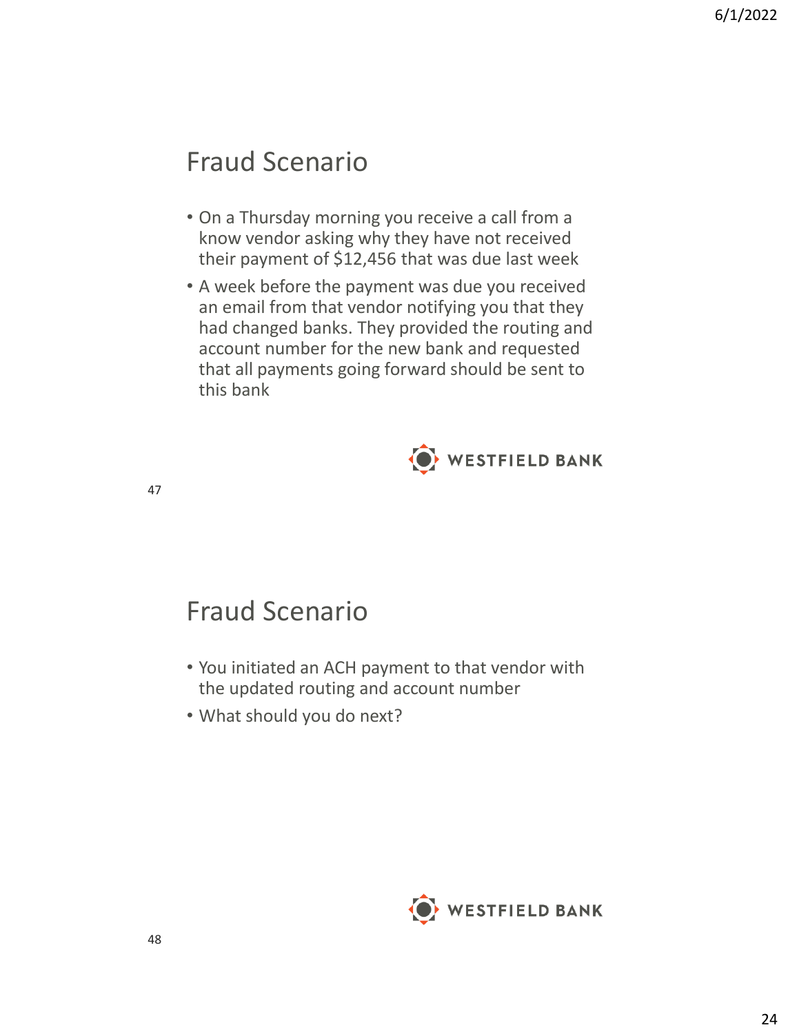## Fraud Scenario

- On a Thursday morning you receive a call from a know vendor asking why they have not received their payment of $12,456 that was due last week
- A week before the payment was due you received an email from that vendor notifying you that they had changed banks. They provided the routing and account number for the new bank and requested that all payments going forward should be sent to this bank

WESTFIELD BANK

## Fraud Scenario

- You initiated an ACH payment to that vendor with the updated routing and account number
- What should you do next?

WESTFIELD BANK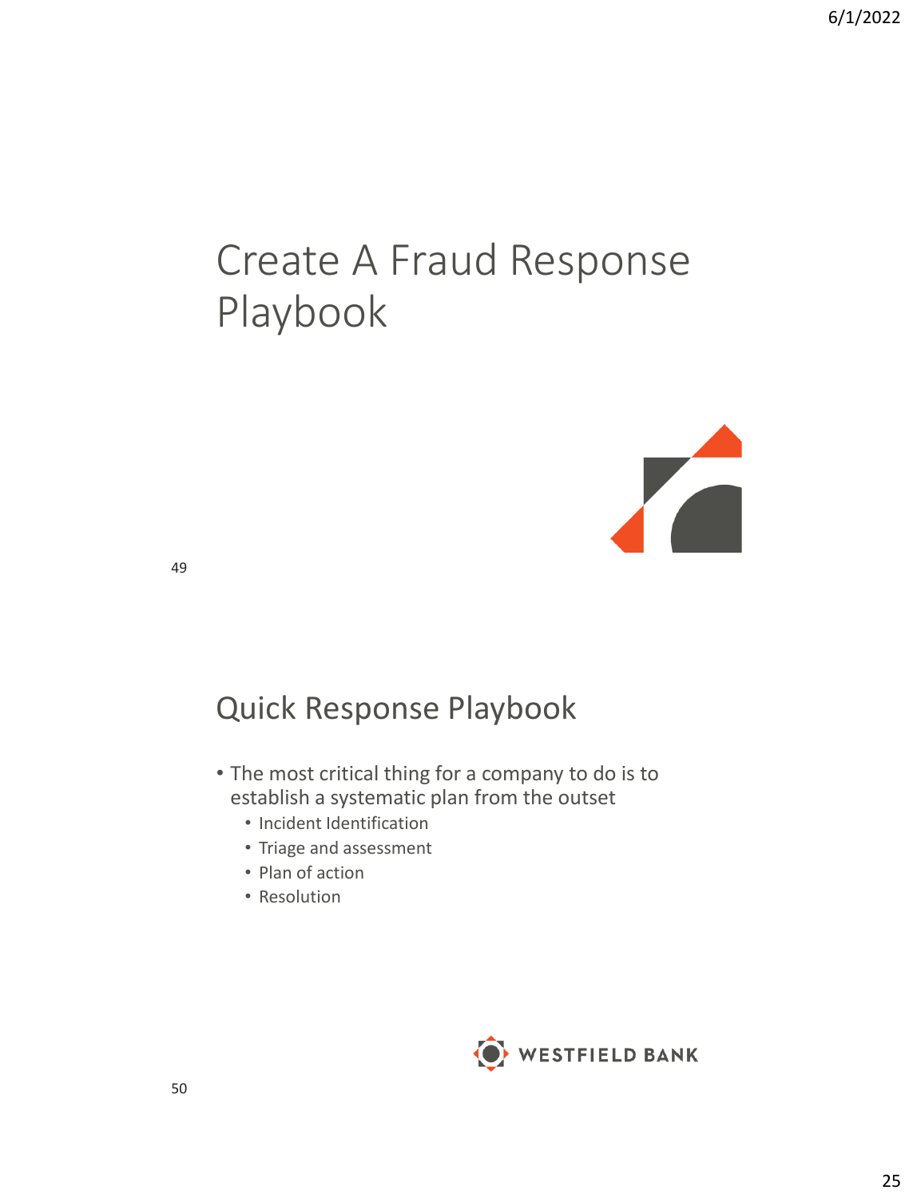# Create A Fraud Response Playbook

## Quick Response Playbook

- The most critical thing for a company to do is to establish a systematic plan from the outset
  - Incident Identification
  - Triage and assessment
  - Plan of action
  - Resolution

WESTFIELD BANK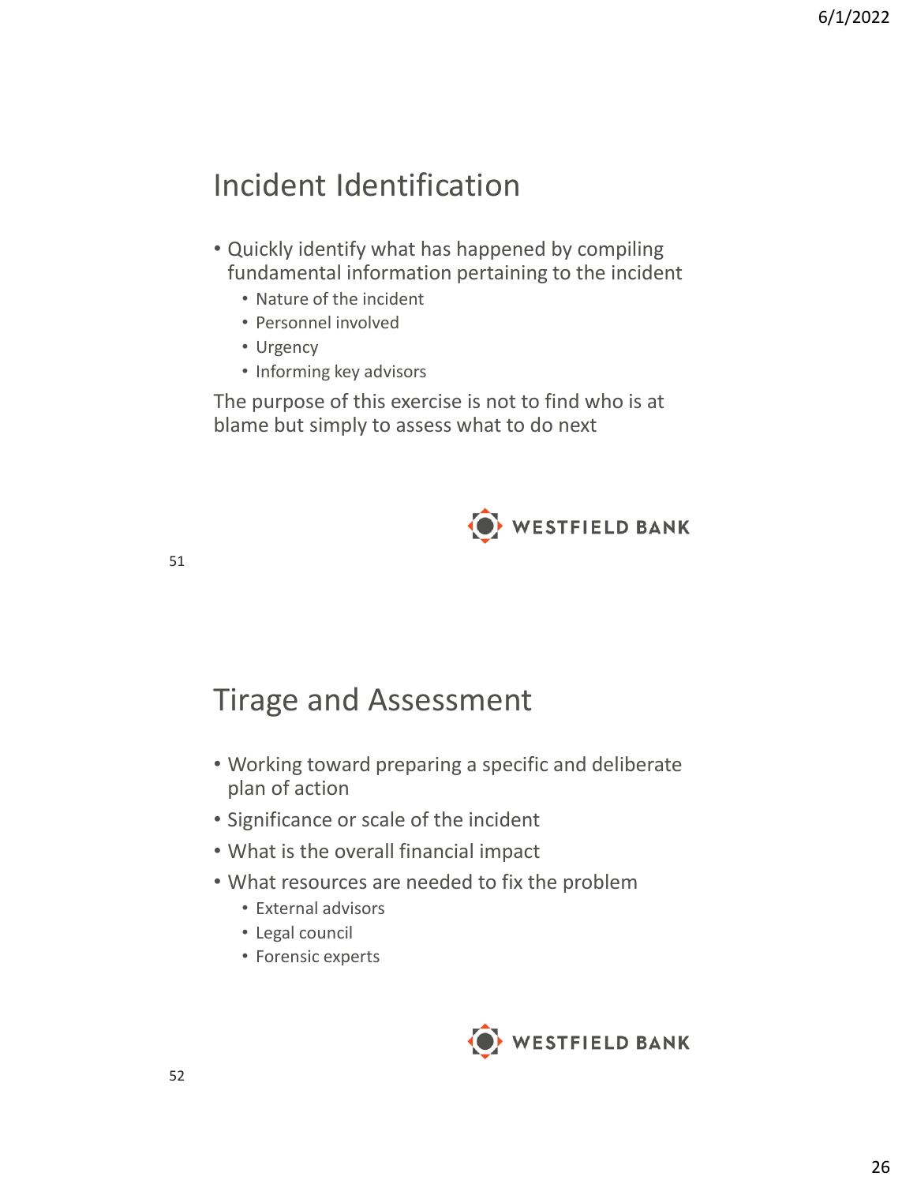# Incident Identification

- Quickly identify what has happened by compiling fundamental information pertaining to the incident
  - Nature of the incident
  - Personnel involved
  - Urgency
  - Informing key advisors

The purpose of this exercise is not to find who is at blame but simply to assess what to do next

WESTFIELD BANK

# Tirage and Assessment

- Working toward preparing a specific and deliberate plan of action
- Significance or scale of the incident
- What is the overall financial impact
- What resources are needed to fix the problem
  - External advisors
  - Legal council
  - Forensic experts

WESTFIELD BANK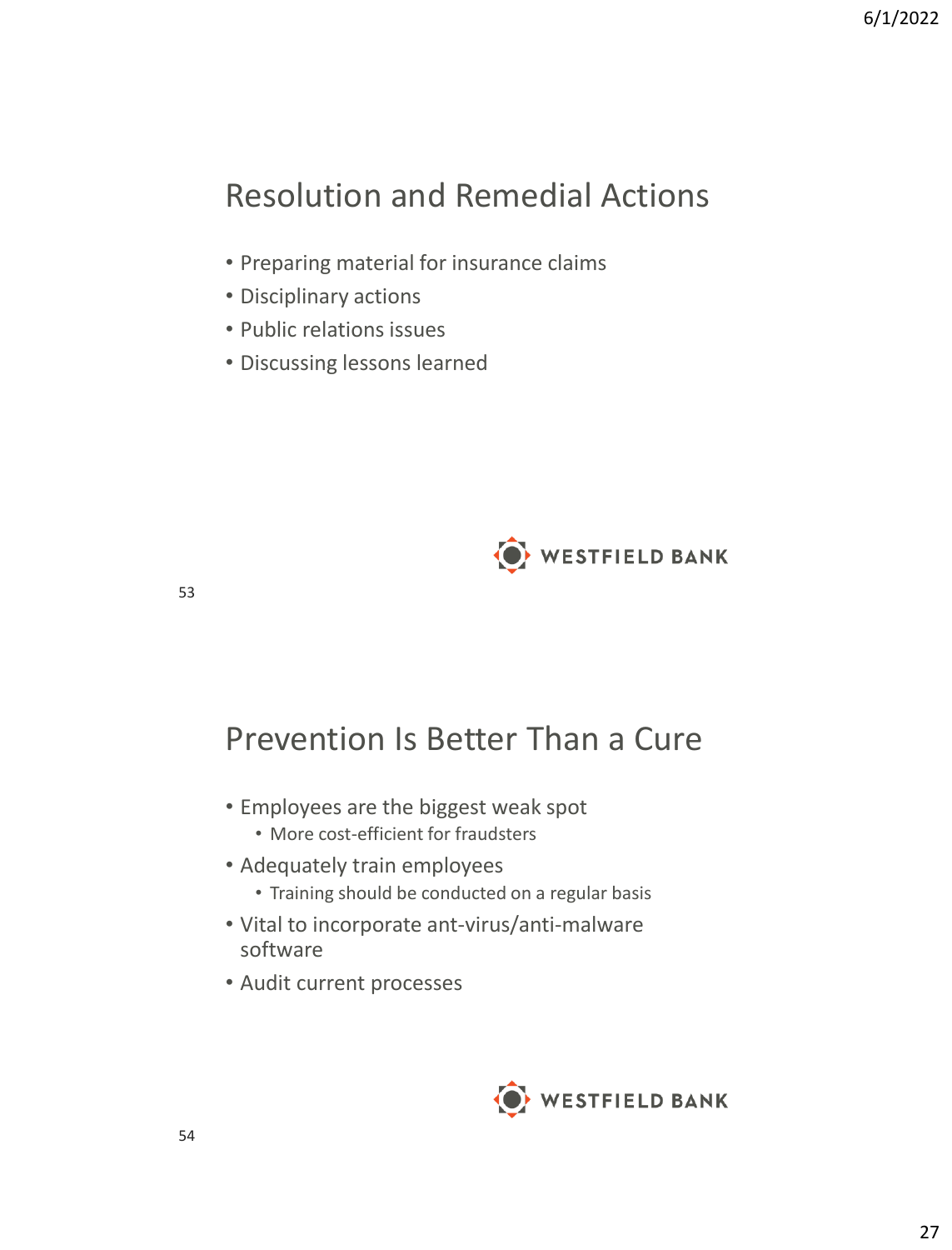## Resolution and Remedial Actions

- Preparing material for insurance claims
- Disciplinary actions
- Public relations issues
- Discussing lessons learned

WESTFIELD BANK

## Prevention Is Better Than a Cure

- Employees are the biggest weak spot
  - More cost-efficient for fraudsters
- Adequately train employees
  - Training should be conducted on a regular basis
- Vital to incorporate ant-virus/anti-malware software
- Audit current processes

WESTFIELD BANK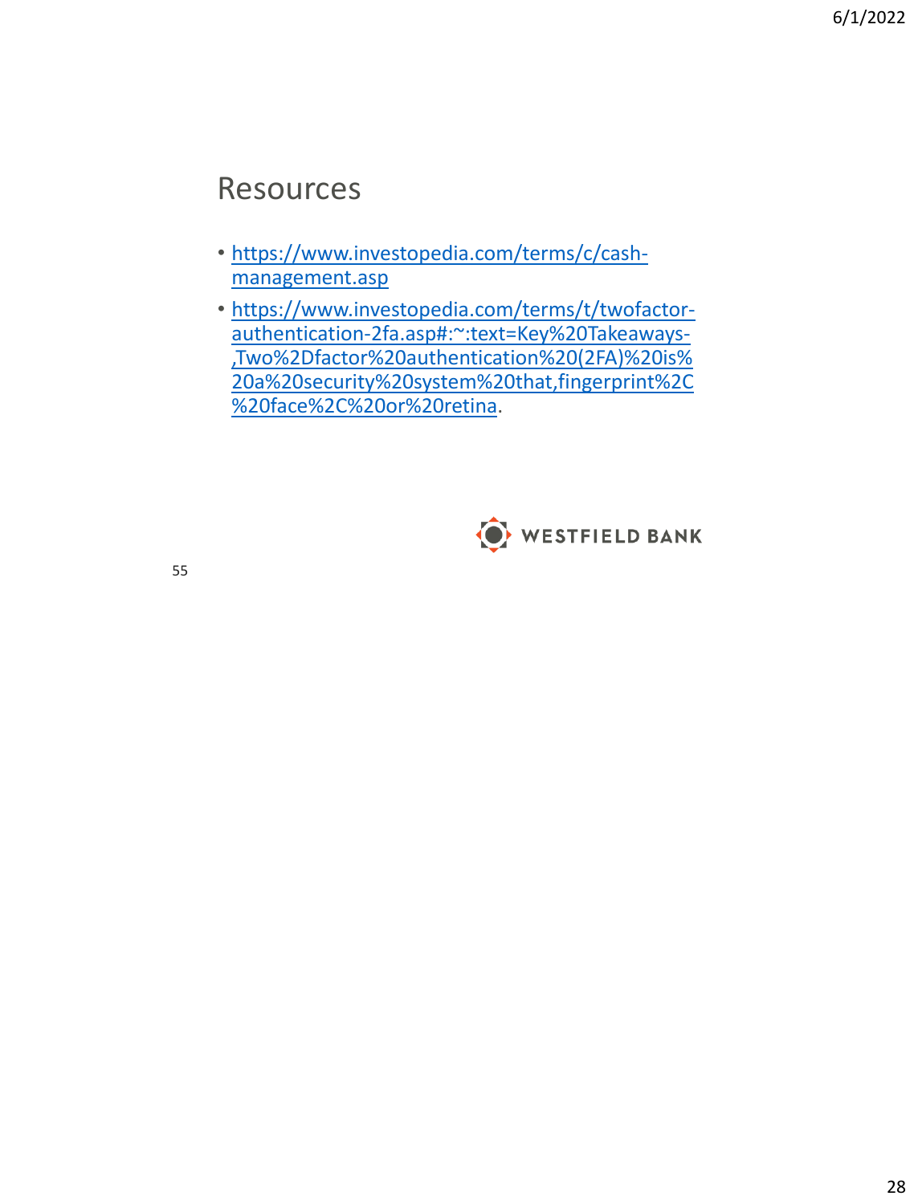## Resources

- https://www.investopedia.com/terms/c/cash-management.asp
- https://www.investopedia.com/terms/t/twofactor-authentication-2fa.asp#:~:text=Key%20Takeaways-,Two%2Dfactor%20authentication%20(2FA)%20is%20a%20security%20system%20that,fingerprint%2C%20face%2C%20or%20retina.

WESTFIELD BANK